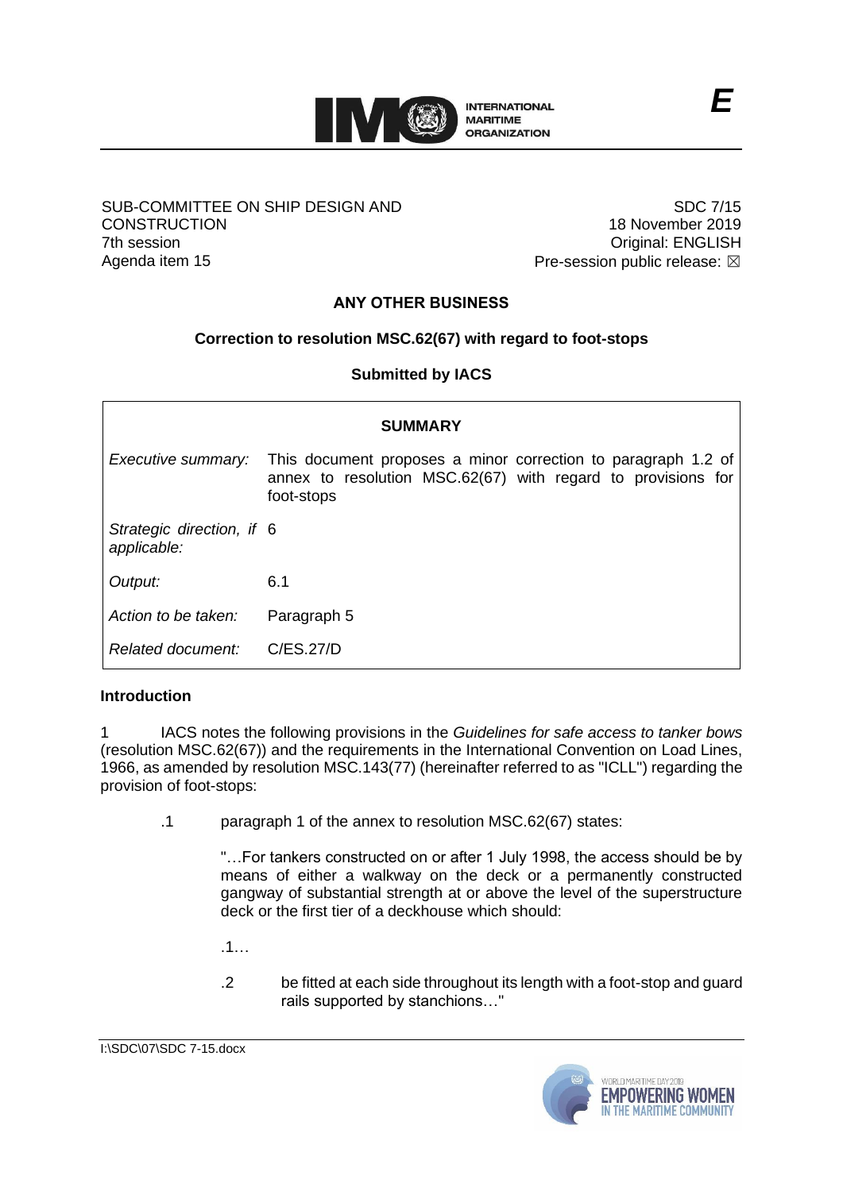**E**

SUB-COMMITTEE ON SHIP DESIGN AND CONSTRUCTION
7th session
Agenda item 15

SDC 7/15
18 November 2019
Original: ENGLISH
Pre-session public release: ☒

## ANY OTHER BUSINESS

### Correction to resolution MSC.62(67) with regard to foot-stops

**Submitted by IACS**

| **SUMMARY** | |
|---|---|
| *Executive summary:* | This document proposes a minor correction to paragraph 1.2 of annex to resolution MSC.62(67) with regard to provisions for foot-stops |
| *Strategic direction, if applicable:* | 6 |
| *Output:* | 6.1 |
| *Action to be taken:* | Paragraph 5 |
| *Related document:* | C/ES.27/D |

**Introduction**

1 IACS notes the following provisions in the *Guidelines for safe access to tanker bows* (resolution MSC.62(67)) and the requirements in the International Convention on Load Lines, 1966, as amended by resolution MSC.143(77) (hereinafter referred to as "ICLL") regarding the provision of foot-stops:

.1 paragraph 1 of the annex to resolution MSC.62(67) states:

"…For tankers constructed on or after 1 July 1998, the access should be by means of either a walkway on the deck or a permanently constructed gangway of substantial strength at or above the level of the superstructure deck or the first tier of a deckhouse which should:

.1…

.2 be fitted at each side throughout its length with a foot-stop and guard rails supported by stanchions…"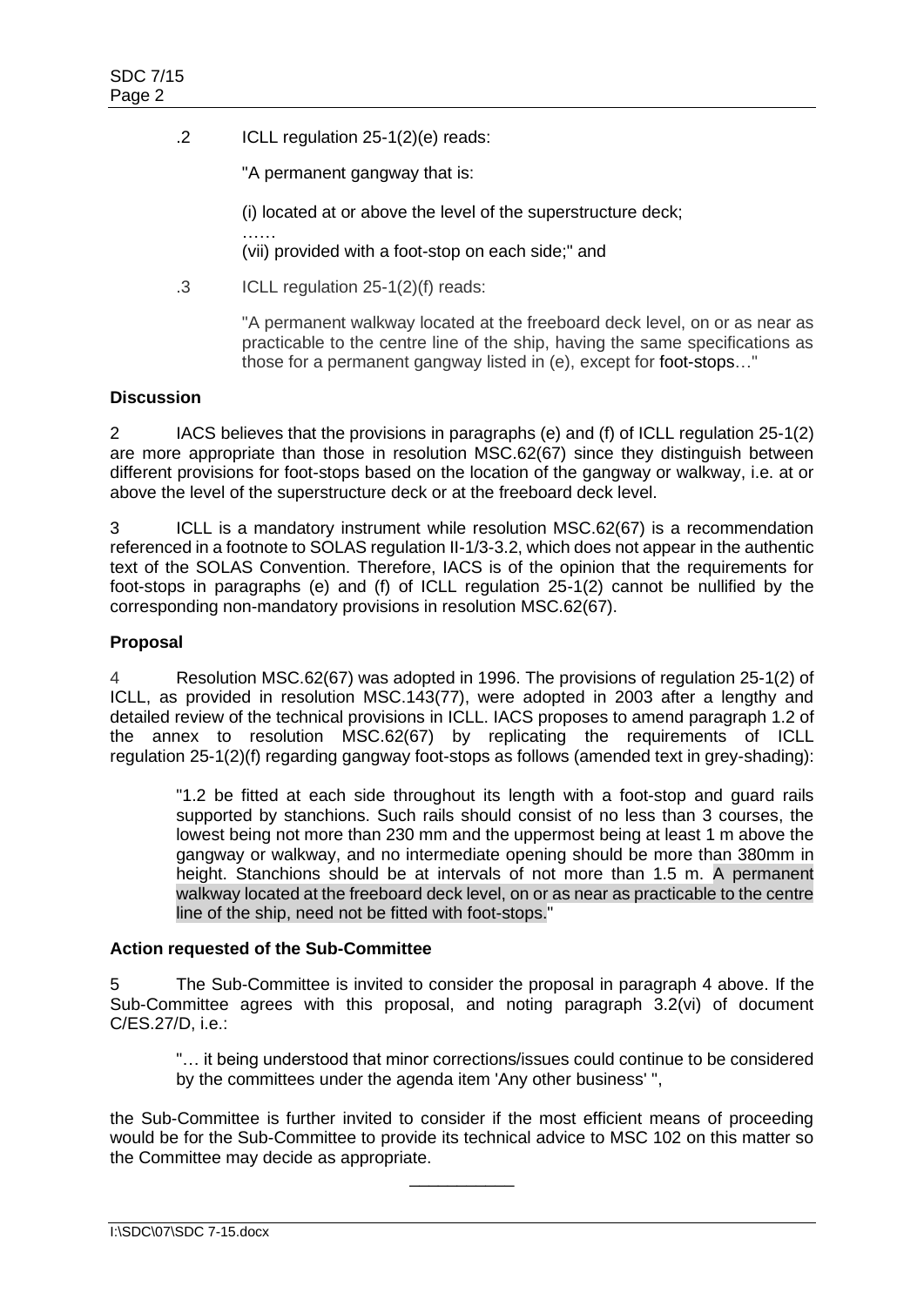.2 ICLL regulation 25-1(2)(e) reads:

"A permanent gangway that is:

(i) located at or above the level of the superstructure deck;

……

(vii) provided with a foot-stop on each side;" and

.3 ICLL regulation 25-1(2)(f) reads:

"A permanent walkway located at the freeboard deck level, on or as near as practicable to the centre line of the ship, having the same specifications as those for a permanent gangway listed in (e), except for foot-stops…"

**Discussion**

2 IACS believes that the provisions in paragraphs (e) and (f) of ICLL regulation 25-1(2) are more appropriate than those in resolution MSC.62(67) since they distinguish between different provisions for foot-stops based on the location of the gangway or walkway, i.e. at or above the level of the superstructure deck or at the freeboard deck level.

3 ICLL is a mandatory instrument while resolution MSC.62(67) is a recommendation referenced in a footnote to SOLAS regulation II-1/3-3.2, which does not appear in the authentic text of the SOLAS Convention. Therefore, IACS is of the opinion that the requirements for foot-stops in paragraphs (e) and (f) of ICLL regulation 25-1(2) cannot be nullified by the corresponding non-mandatory provisions in resolution MSC.62(67).

**Proposal**

4 Resolution MSC.62(67) was adopted in 1996. The provisions of regulation 25-1(2) of ICLL, as provided in resolution MSC.143(77), were adopted in 2003 after a lengthy and detailed review of the technical provisions in ICLL. IACS proposes to amend paragraph 1.2 of the annex to resolution MSC.62(67) by replicating the requirements of ICLL regulation 25-1(2)(f) regarding gangway foot-stops as follows (amended text in grey-shading):

"1.2 be fitted at each side throughout its length with a foot-stop and guard rails supported by stanchions. Such rails should consist of no less than 3 courses, the lowest being not more than 230 mm and the uppermost being at least 1 m above the gangway or walkway, and no intermediate opening should be more than 380mm in height. Stanchions should be at intervals of not more than 1.5 m. A permanent walkway located at the freeboard deck level, on or as near as practicable to the centre line of the ship, need not be fitted with foot-stops."

**Action requested of the Sub-Committee**

5 The Sub-Committee is invited to consider the proposal in paragraph 4 above. If the Sub-Committee agrees with this proposal, and noting paragraph 3.2(vi) of document C/ES.27/D, i.e.:

"… it being understood that minor corrections/issues could continue to be considered by the committees under the agenda item 'Any other business' ",

the Sub-Committee is further invited to consider if the most efficient means of proceeding would be for the Sub-Committee to provide its technical advice to MSC 102 on this matter so the Committee may decide as appropriate.

\_\_\_\_\_\_\_\_\_\_\_